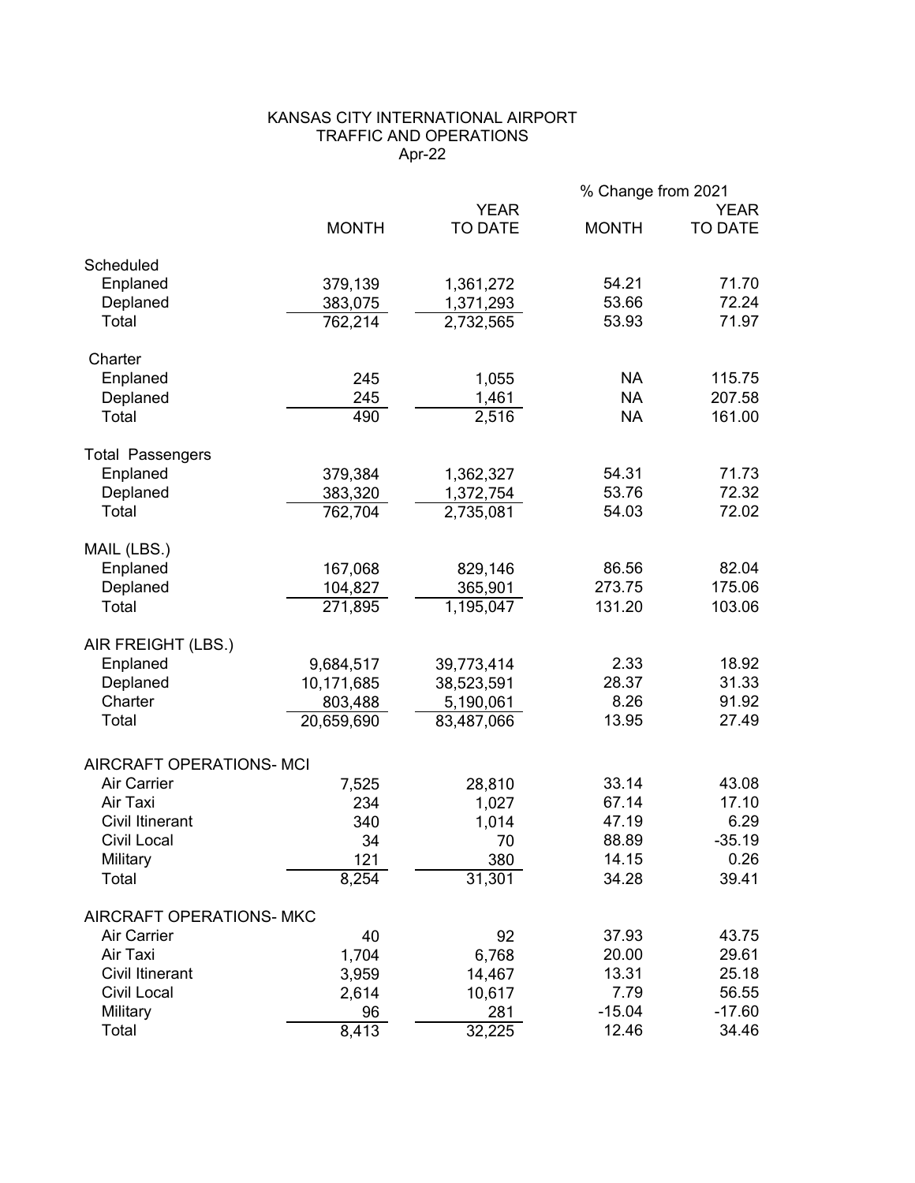# KANSAS CITY INTERNATIONAL AIRPORT
## TRAFFIC AND OPERATIONS
### Apr-22

| | MONTH | YEAR TO DATE | % Change from 2021 MONTH | % Change from 2021 YEAR TO DATE |
|---|---|---|---|---|
| **Scheduled** | | | | |
| Enplaned | 379,139 | 1,361,272 | 54.21 | 71.70 |
| Deplaned | 383,075 | 1,371,293 | 53.66 | 72.24 |
| Total | 762,214 | 2,732,565 | 53.93 | 71.97 |
| **Charter** | | | | |
| Enplaned | 245 | 1,055 | NA | 115.75 |
| Deplaned | 245 | 1,461 | NA | 207.58 |
| Total | 490 | 2,516 | NA | 161.00 |
| **Total Passengers** | | | | |
| Enplaned | 379,384 | 1,362,327 | 54.31 | 71.73 |
| Deplaned | 383,320 | 1,372,754 | 53.76 | 72.32 |
| Total | 762,704 | 2,735,081 | 54.03 | 72.02 |
| **MAIL (LBS.)** | | | | |
| Enplaned | 167,068 | 829,146 | 86.56 | 82.04 |
| Deplaned | 104,827 | 365,901 | 273.75 | 175.06 |
| Total | 271,895 | 1,195,047 | 131.20 | 103.06 |
| **AIR FREIGHT (LBS.)** | | | | |
| Enplaned | 9,684,517 | 39,773,414 | 2.33 | 18.92 |
| Deplaned | 10,171,685 | 38,523,591 | 28.37 | 31.33 |
| Charter | 803,488 | 5,190,061 | 8.26 | 91.92 |
| Total | 20,659,690 | 83,487,066 | 13.95 | 27.49 |
| **AIRCRAFT OPERATIONS- MCI** | | | | |
| Air Carrier | 7,525 | 28,810 | 33.14 | 43.08 |
| Air Taxi | 234 | 1,027 | 67.14 | 17.10 |
| Civil Itinerant | 340 | 1,014 | 47.19 | 6.29 |
| Civil Local | 34 | 70 | 88.89 | -35.19 |
| Military | 121 | 380 | 14.15 | 0.26 |
| Total | 8,254 | 31,301 | 34.28 | 39.41 |
| **AIRCRAFT OPERATIONS- MKC** | | | | |
| Air Carrier | 40 | 92 | 37.93 | 43.75 |
| Air Taxi | 1,704 | 6,768 | 20.00 | 29.61 |
| Civil Itinerant | 3,959 | 14,467 | 13.31 | 25.18 |
| Civil Local | 2,614 | 10,617 | 7.79 | 56.55 |
| Military | 96 | 281 | -15.04 | -17.60 |
| Total | 8,413 | 32,225 | 12.46 | 34.46 |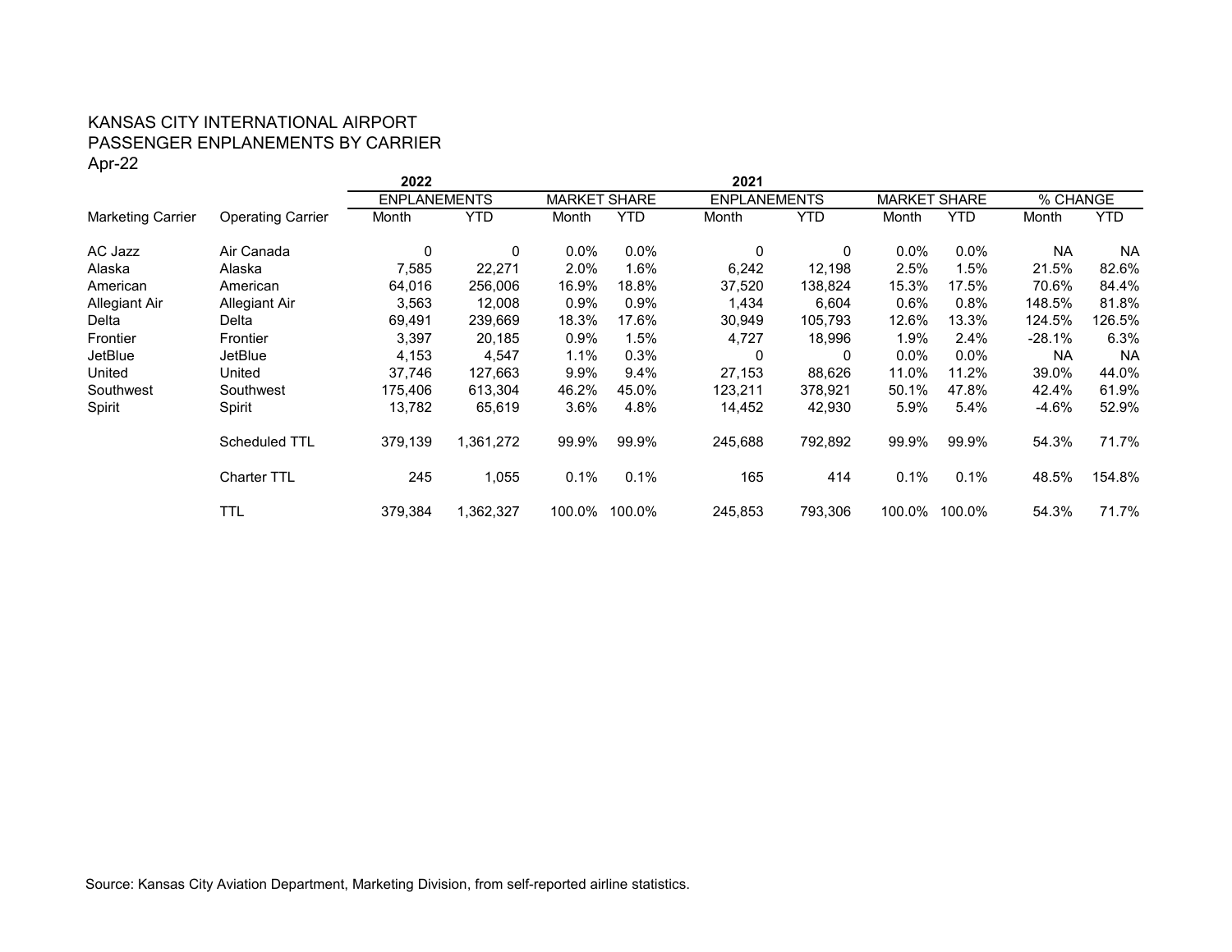KANSAS CITY INTERNATIONAL AIRPORT
PASSENGER ENPLANEMENTS BY CARRIER
Apr-22

| | | 2022 | | | | 2021 | | | | | |
|---|---|---|---|---|---|---|---|---|---|---|---|
| | | ENPLANEMENTS | | MARKET SHARE | | ENPLANEMENTS | | MARKET SHARE | | % CHANGE | |
| Marketing Carrier | Operating Carrier | Month | YTD | Month | YTD | Month | YTD | Month | YTD | Month | YTD |
| AC Jazz | Air Canada | 0 | 0 | 0.0% | 0.0% | 0 | 0 | 0.0% | 0.0% | NA | NA |
| Alaska | Alaska | 7,585 | 22,271 | 2.0% | 1.6% | 6,242 | 12,198 | 2.5% | 1.5% | 21.5% | 82.6% |
| American | American | 64,016 | 256,006 | 16.9% | 18.8% | 37,520 | 138,824 | 15.3% | 17.5% | 70.6% | 84.4% |
| Allegiant Air | Allegiant Air | 3,563 | 12,008 | 0.9% | 0.9% | 1,434 | 6,604 | 0.6% | 0.8% | 148.5% | 81.8% |
| Delta | Delta | 69,491 | 239,669 | 18.3% | 17.6% | 30,949 | 105,793 | 12.6% | 13.3% | 124.5% | 126.5% |
| Frontier | Frontier | 3,397 | 20,185 | 0.9% | 1.5% | 4,727 | 18,996 | 1.9% | 2.4% | -28.1% | 6.3% |
| JetBlue | JetBlue | 4,153 | 4,547 | 1.1% | 0.3% | 0 | 0 | 0.0% | 0.0% | NA | NA |
| United | United | 37,746 | 127,663 | 9.9% | 9.4% | 27,153 | 88,626 | 11.0% | 11.2% | 39.0% | 44.0% |
| Southwest | Southwest | 175,406 | 613,304 | 46.2% | 45.0% | 123,211 | 378,921 | 50.1% | 47.8% | 42.4% | 61.9% |
| Spirit | Spirit | 13,782 | 65,619 | 3.6% | 4.8% | 14,452 | 42,930 | 5.9% | 5.4% | -4.6% | 52.9% |
| | Scheduled TTL | 379,139 | 1,361,272 | 99.9% | 99.9% | 245,688 | 792,892 | 99.9% | 99.9% | 54.3% | 71.7% |
| | Charter TTL | 245 | 1,055 | 0.1% | 0.1% | 165 | 414 | 0.1% | 0.1% | 48.5% | 154.8% |
| | TTL | 379,384 | 1,362,327 | 100.0% | 100.0% | 245,853 | 793,306 | 100.0% | 100.0% | 54.3% | 71.7% |

Source: Kansas City Aviation Department, Marketing Division, from self-reported airline statistics.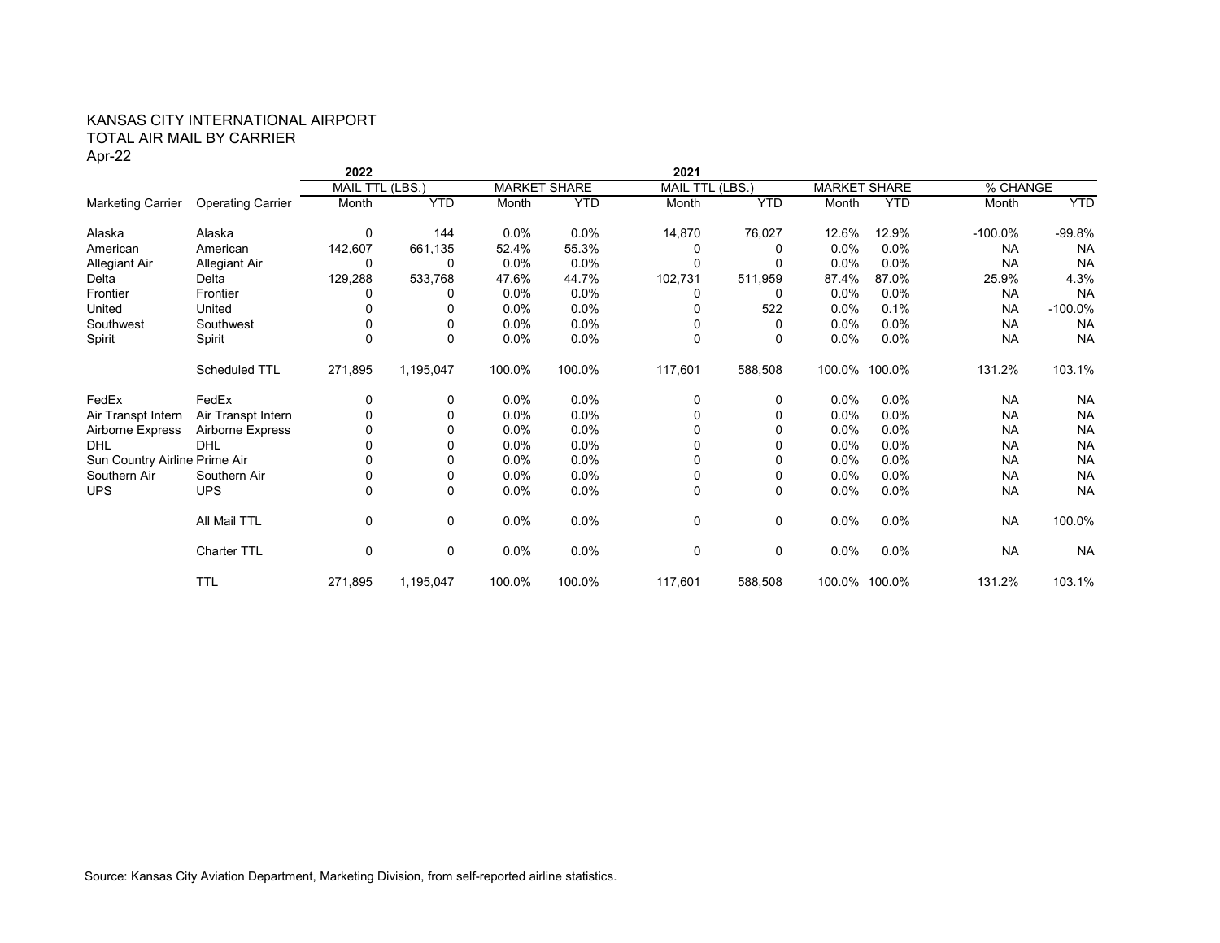KANSAS CITY INTERNATIONAL AIRPORT
TOTAL AIR MAIL BY CARRIER
Apr-22

| | | 2022 | | | | 2021 | | | | | |
|---|---|---|---|---|---|---|---|---|---|---|---|
| | | MAIL TTL (LBS.) | | MARKET SHARE | | MAIL TTL (LBS.) | | MARKET SHARE | | % CHANGE | |
| Marketing Carrier | Operating Carrier | Month | YTD | Month | YTD | Month | YTD | Month | YTD | Month | YTD |
| Alaska | Alaska | 0 | 144 | 0.0% | 0.0% | 14,870 | 76,027 | 12.6% | 12.9% | -100.0% | -99.8% |
| American | American | 142,607 | 661,135 | 52.4% | 55.3% | 0 | 0 | 0.0% | 0.0% | NA | NA |
| Allegiant Air | Allegiant Air | 0 | 0 | 0.0% | 0.0% | 0 | 0 | 0.0% | 0.0% | NA | NA |
| Delta | Delta | 129,288 | 533,768 | 47.6% | 44.7% | 102,731 | 511,959 | 87.4% | 87.0% | 25.9% | 4.3% |
| Frontier | Frontier | 0 | 0 | 0.0% | 0.0% | 0 | 0 | 0.0% | 0.0% | NA | NA |
| United | United | 0 | 0 | 0.0% | 0.0% | 0 | 522 | 0.0% | 0.1% | NA | -100.0% |
| Southwest | Southwest | 0 | 0 | 0.0% | 0.0% | 0 | 0 | 0.0% | 0.0% | NA | NA |
| Spirit | Spirit | 0 | 0 | 0.0% | 0.0% | 0 | 0 | 0.0% | 0.0% | NA | NA |
| | Scheduled TTL | 271,895 | 1,195,047 | 100.0% | 100.0% | 117,601 | 588,508 | 100.0% | 100.0% | 131.2% | 103.1% |
| FedEx | FedEx | 0 | 0 | 0.0% | 0.0% | 0 | 0 | 0.0% | 0.0% | NA | NA |
| Air Transpt Intern | Air Transpt Intern | 0 | 0 | 0.0% | 0.0% | 0 | 0 | 0.0% | 0.0% | NA | NA |
| Airborne Express | Airborne Express | 0 | 0 | 0.0% | 0.0% | 0 | 0 | 0.0% | 0.0% | NA | NA |
| DHL | DHL | 0 | 0 | 0.0% | 0.0% | 0 | 0 | 0.0% | 0.0% | NA | NA |
| Sun Country Airline | Prime Air | 0 | 0 | 0.0% | 0.0% | 0 | 0 | 0.0% | 0.0% | NA | NA |
| Southern Air | Southern Air | 0 | 0 | 0.0% | 0.0% | 0 | 0 | 0.0% | 0.0% | NA | NA |
| UPS | UPS | 0 | 0 | 0.0% | 0.0% | 0 | 0 | 0.0% | 0.0% | NA | NA |
| | All Mail TTL | 0 | 0 | 0.0% | 0.0% | 0 | 0 | 0.0% | 0.0% | NA | 100.0% |
| | Charter TTL | 0 | 0 | 0.0% | 0.0% | 0 | 0 | 0.0% | 0.0% | NA | NA |
| | TTL | 271,895 | 1,195,047 | 100.0% | 100.0% | 117,601 | 588,508 | 100.0% | 100.0% | 131.2% | 103.1% |

Source: Kansas City Aviation Department, Marketing Division, from self-reported airline statistics.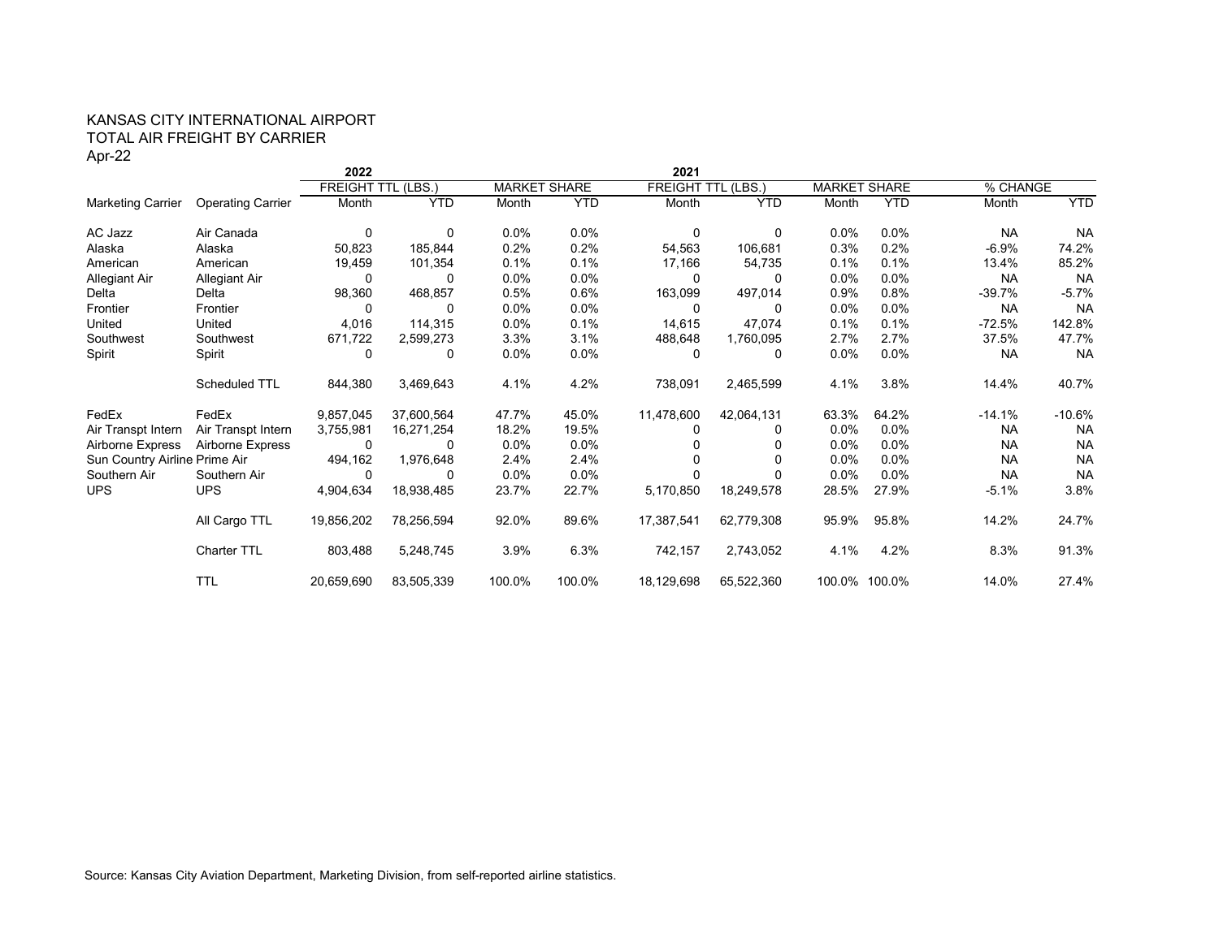KANSAS CITY INTERNATIONAL AIRPORT
TOTAL AIR FREIGHT BY CARRIER
Apr-22

| | | 2022 | | | | 2021 | | | | | |
|---|---|---|---|---|---|---|---|---|---|---|---|
| | | FREIGHT TTL (LBS.) | | MARKET SHARE | | FREIGHT TTL (LBS.) | | MARKET SHARE | | % CHANGE | |
| Marketing Carrier | Operating Carrier | Month | YTD | Month | YTD | Month | YTD | Month | YTD | Month | YTD |
| AC Jazz | Air Canada | 0 | 0 | 0.0% | 0.0% | 0 | 0 | 0.0% | 0.0% | NA | NA |
| Alaska | Alaska | 50,823 | 185,844 | 0.2% | 0.2% | 54,563 | 106,681 | 0.3% | 0.2% | -6.9% | 74.2% |
| American | American | 19,459 | 101,354 | 0.1% | 0.1% | 17,166 | 54,735 | 0.1% | 0.1% | 13.4% | 85.2% |
| Allegiant Air | Allegiant Air | 0 | 0 | 0.0% | 0.0% | 0 | 0 | 0.0% | 0.0% | NA | NA |
| Delta | Delta | 98,360 | 468,857 | 0.5% | 0.6% | 163,099 | 497,014 | 0.9% | 0.8% | -39.7% | -5.7% |
| Frontier | Frontier | 0 | 0 | 0.0% | 0.0% | 0 | 0 | 0.0% | 0.0% | NA | NA |
| United | United | 4,016 | 114,315 | 0.0% | 0.1% | 14,615 | 47,074 | 0.1% | 0.1% | -72.5% | 142.8% |
| Southwest | Southwest | 671,722 | 2,599,273 | 3.3% | 3.1% | 488,648 | 1,760,095 | 2.7% | 2.7% | 37.5% | 47.7% |
| Spirit | Spirit | 0 | 0 | 0.0% | 0.0% | 0 | 0 | 0.0% | 0.0% | NA | NA |
| | Scheduled TTL | 844,380 | 3,469,643 | 4.1% | 4.2% | 738,091 | 2,465,599 | 4.1% | 3.8% | 14.4% | 40.7% |
| FedEx | FedEx | 9,857,045 | 37,600,564 | 47.7% | 45.0% | 11,478,600 | 42,064,131 | 63.3% | 64.2% | -14.1% | -10.6% |
| Air Transpt Intern | Air Transpt Intern | 3,755,981 | 16,271,254 | 18.2% | 19.5% | 0 | 0 | 0.0% | 0.0% | NA | NA |
| Airborne Express | Airborne Express | 0 | 0 | 0.0% | 0.0% | 0 | 0 | 0.0% | 0.0% | NA | NA |
| Sun Country Airline | Prime Air | 494,162 | 1,976,648 | 2.4% | 2.4% | 0 | 0 | 0.0% | 0.0% | NA | NA |
| Southern Air | Southern Air | 0 | 0 | 0.0% | 0.0% | 0 | 0 | 0.0% | 0.0% | NA | NA |
| UPS | UPS | 4,904,634 | 18,938,485 | 23.7% | 22.7% | 5,170,850 | 18,249,578 | 28.5% | 27.9% | -5.1% | 3.8% |
| | All Cargo TTL | 19,856,202 | 78,256,594 | 92.0% | 89.6% | 17,387,541 | 62,779,308 | 95.9% | 95.8% | 14.2% | 24.7% |
| | Charter TTL | 803,488 | 5,248,745 | 3.9% | 6.3% | 742,157 | 2,743,052 | 4.1% | 4.2% | 8.3% | 91.3% |
| | TTL | 20,659,690 | 83,505,339 | 100.0% | 100.0% | 18,129,698 | 65,522,360 | 100.0% | 100.0% | 14.0% | 27.4% |

Source: Kansas City Aviation Department, Marketing Division, from self-reported airline statistics.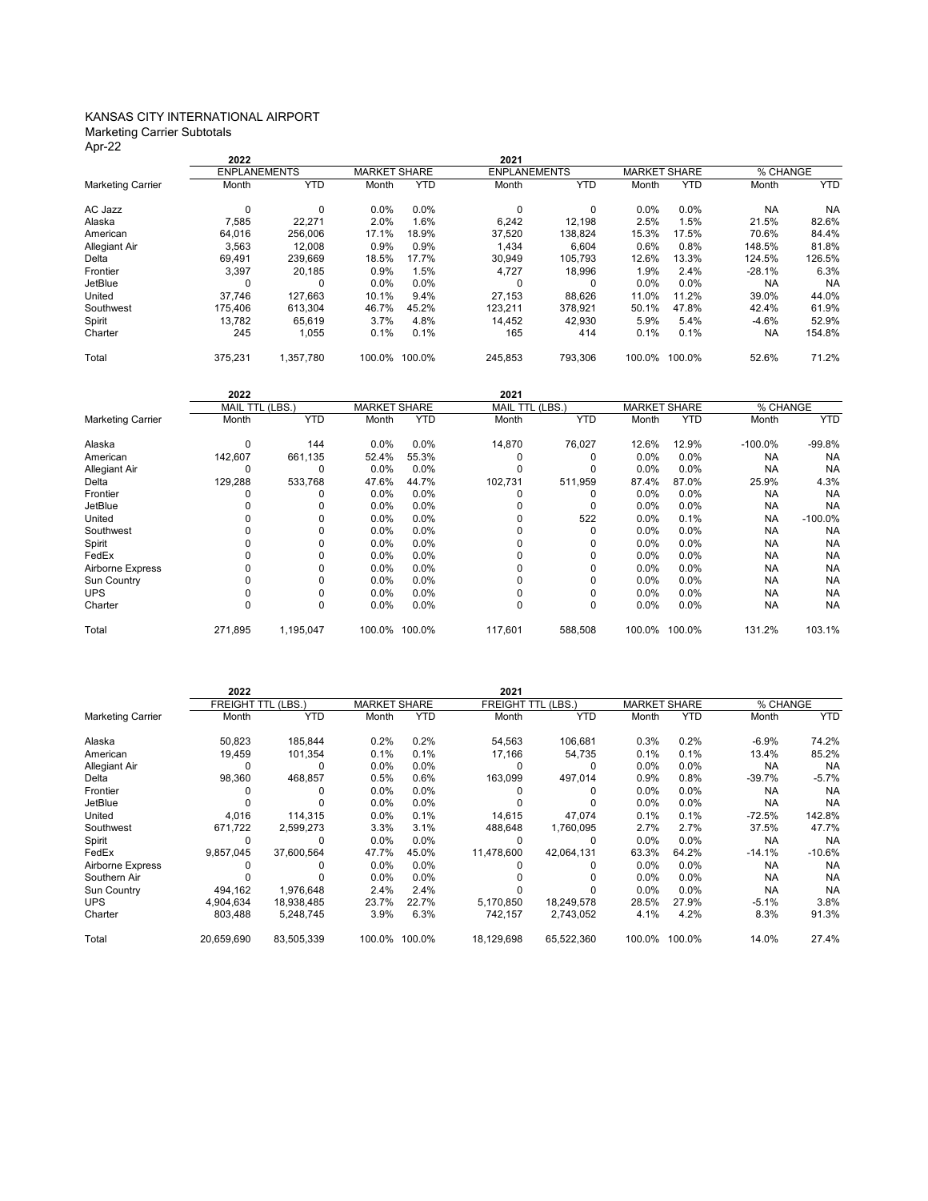# KANSAS CITY INTERNATIONAL AIRPORT

Marketing Carrier Subtotals

Apr-22

| | 2022 | | | | 2021 | | | | | |
|---|---|---|---|---|---|---|---|---|---|---|
| | ENPLANEMENTS | | MARKET SHARE | | ENPLANEMENTS | | MARKET SHARE | | % CHANGE | |
| Marketing Carrier | Month | YTD | Month | YTD | Month | YTD | Month | YTD | Month | YTD |
| AC Jazz | 0 | 0 | 0.0% | 0.0% | 0 | 0 | 0.0% | 0.0% | NA | NA |
| Alaska | 7,585 | 22,271 | 2.0% | 1.6% | 6,242 | 12,198 | 2.5% | 1.5% | 21.5% | 82.6% |
| American | 64,016 | 256,006 | 17.1% | 18.9% | 37,520 | 138,824 | 15.3% | 17.5% | 70.6% | 84.4% |
| Allegiant Air | 3,563 | 12,008 | 0.9% | 0.9% | 1,434 | 6,604 | 0.6% | 0.8% | 148.5% | 81.8% |
| Delta | 69,491 | 239,669 | 18.5% | 17.7% | 30,949 | 105,793 | 12.6% | 13.3% | 124.5% | 126.5% |
| Frontier | 3,397 | 20,185 | 0.9% | 1.5% | 4,727 | 18,996 | 1.9% | 2.4% | -28.1% | 6.3% |
| JetBlue | 0 | 0 | 0.0% | 0.0% | 0 | 0 | 0.0% | 0.0% | NA | NA |
| United | 37,746 | 127,663 | 10.1% | 9.4% | 27,153 | 88,626 | 11.0% | 11.2% | 39.0% | 44.0% |
| Southwest | 175,406 | 613,304 | 46.7% | 45.2% | 123,211 | 378,921 | 50.1% | 47.8% | 42.4% | 61.9% |
| Spirit | 13,782 | 65,619 | 3.7% | 4.8% | 14,452 | 42,930 | 5.9% | 5.4% | -4.6% | 52.9% |
| Charter | 245 | 1,055 | 0.1% | 0.1% | 165 | 414 | 0.1% | 0.1% | NA | 154.8% |
| Total | 375,231 | 1,357,780 | 100.0% | 100.0% | 245,853 | 793,306 | 100.0% | 100.0% | 52.6% | 71.2% |

| | 2022 | | | | 2021 | | | | | |
|---|---|---|---|---|---|---|---|---|---|---|
| | MAIL TTL (LBS.) | | MARKET SHARE | | MAIL TTL (LBS.) | | MARKET SHARE | | % CHANGE | |
| Marketing Carrier | Month | YTD | Month | YTD | Month | YTD | Month | YTD | Month | YTD |
| Alaska | 0 | 144 | 0.0% | 0.0% | 14,870 | 76,027 | 12.6% | 12.9% | -100.0% | -99.8% |
| American | 142,607 | 661,135 | 52.4% | 55.3% | 0 | 0 | 0.0% | 0.0% | NA | NA |
| Allegiant Air | 0 | 0 | 0.0% | 0.0% | 0 | 0 | 0.0% | 0.0% | NA | NA |
| Delta | 129,288 | 533,768 | 47.6% | 44.7% | 102,731 | 511,959 | 87.4% | 87.0% | 25.9% | 4.3% |
| Frontier | 0 | 0 | 0.0% | 0.0% | 0 | 0 | 0.0% | 0.0% | NA | NA |
| JetBlue | 0 | 0 | 0.0% | 0.0% | 0 | 0 | 0.0% | 0.0% | NA | NA |
| United | 0 | 0 | 0.0% | 0.0% | 0 | 522 | 0.0% | 0.1% | NA | -100.0% |
| Southwest | 0 | 0 | 0.0% | 0.0% | 0 | 0 | 0.0% | 0.0% | NA | NA |
| Spirit | 0 | 0 | 0.0% | 0.0% | 0 | 0 | 0.0% | 0.0% | NA | NA |
| FedEx | 0 | 0 | 0.0% | 0.0% | 0 | 0 | 0.0% | 0.0% | NA | NA |
| Airborne Express | 0 | 0 | 0.0% | 0.0% | 0 | 0 | 0.0% | 0.0% | NA | NA |
| Sun Country | 0 | 0 | 0.0% | 0.0% | 0 | 0 | 0.0% | 0.0% | NA | NA |
| UPS | 0 | 0 | 0.0% | 0.0% | 0 | 0 | 0.0% | 0.0% | NA | NA |
| Charter | 0 | 0 | 0.0% | 0.0% | 0 | 0 | 0.0% | 0.0% | NA | NA |
| Total | 271,895 | 1,195,047 | 100.0% | 100.0% | 117,601 | 588,508 | 100.0% | 100.0% | 131.2% | 103.1% |

| | 2022 | | | | 2021 | | | | | |
|---|---|---|---|---|---|---|---|---|---|---|
| | FREIGHT TTL (LBS.) | | MARKET SHARE | | FREIGHT TTL (LBS.) | | MARKET SHARE | | % CHANGE | |
| Marketing Carrier | Month | YTD | Month | YTD | Month | YTD | Month | YTD | Month | YTD |
| Alaska | 50,823 | 185,844 | 0.2% | 0.2% | 54,563 | 106,681 | 0.3% | 0.2% | -6.9% | 74.2% |
| American | 19,459 | 101,354 | 0.1% | 0.1% | 17,166 | 54,735 | 0.1% | 0.1% | 13.4% | 85.2% |
| Allegiant Air | 0 | 0 | 0.0% | 0.0% | 0 | 0 | 0.0% | 0.0% | NA | NA |
| Delta | 98,360 | 468,857 | 0.5% | 0.6% | 163,099 | 497,014 | 0.9% | 0.8% | -39.7% | -5.7% |
| Frontier | 0 | 0 | 0.0% | 0.0% | 0 | 0 | 0.0% | 0.0% | NA | NA |
| JetBlue | 0 | 0 | 0.0% | 0.0% | 0 | 0 | 0.0% | 0.0% | NA | NA |
| United | 4,016 | 114,315 | 0.0% | 0.1% | 14,615 | 47,074 | 0.1% | 0.1% | -72.5% | 142.8% |
| Southwest | 671,722 | 2,599,273 | 3.3% | 3.1% | 488,648 | 1,760,095 | 2.7% | 2.7% | 37.5% | 47.7% |
| Spirit | 0 | 0 | 0.0% | 0.0% | 0 | 0 | 0.0% | 0.0% | NA | NA |
| FedEx | 9,857,045 | 37,600,564 | 47.7% | 45.0% | 11,478,600 | 42,064,131 | 63.3% | 64.2% | -14.1% | -10.6% |
| Airborne Express | 0 | 0 | 0.0% | 0.0% | 0 | 0 | 0.0% | 0.0% | NA | NA |
| Southern Air | 0 | 0 | 0.0% | 0.0% | 0 | 0 | 0.0% | 0.0% | NA | NA |
| Sun Country | 494,162 | 1,976,648 | 2.4% | 2.4% | 0 | 0 | 0.0% | 0.0% | NA | NA |
| UPS | 4,904,634 | 18,938,485 | 23.7% | 22.7% | 5,170,850 | 18,249,578 | 28.5% | 27.9% | -5.1% | 3.8% |
| Charter | 803,488 | 5,248,745 | 3.9% | 6.3% | 742,157 | 2,743,052 | 4.1% | 4.2% | 8.3% | 91.3% |
| Total | 20,659,690 | 83,505,339 | 100.0% | 100.0% | 18,129,698 | 65,522,360 | 100.0% | 100.0% | 14.0% | 27.4% |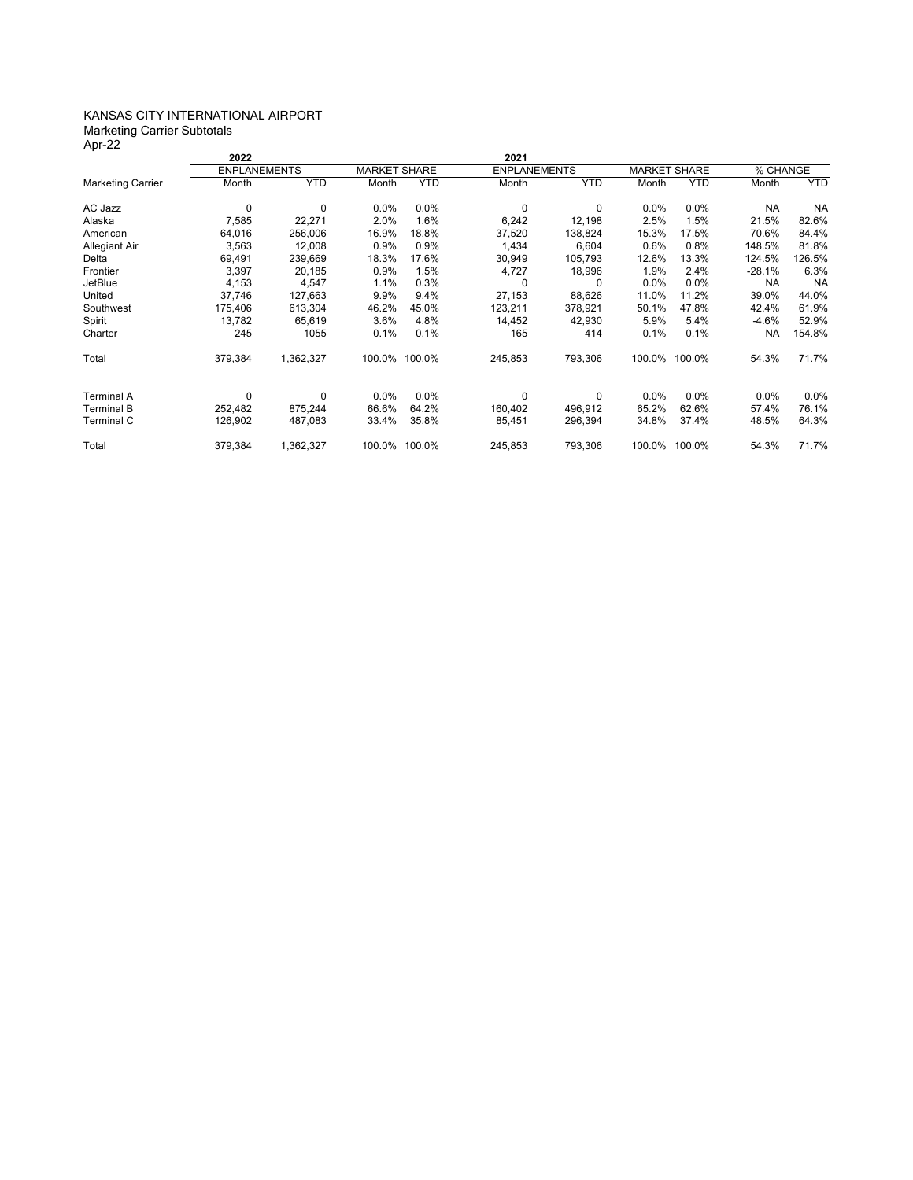KANSAS CITY INTERNATIONAL AIRPORT

Marketing Carrier Subtotals

Apr-22

| | 2022 | | | | 2021 | | | | | |
|---|---|---|---|---|---|---|---|---|---|---|
| | ENPLANEMENTS | | MARKET SHARE | | ENPLANEMENTS | | MARKET SHARE | | % CHANGE | |
| Marketing Carrier | Month | YTD | Month | YTD | Month | YTD | Month | YTD | Month | YTD |
| AC Jazz | 0 | 0 | 0.0% | 0.0% | 0 | 0 | 0.0% | 0.0% | NA | NA |
| Alaska | 7,585 | 22,271 | 2.0% | 1.6% | 6,242 | 12,198 | 2.5% | 1.5% | 21.5% | 82.6% |
| American | 64,016 | 256,006 | 16.9% | 18.8% | 37,520 | 138,824 | 15.3% | 17.5% | 70.6% | 84.4% |
| Allegiant Air | 3,563 | 12,008 | 0.9% | 0.9% | 1,434 | 6,604 | 0.6% | 0.8% | 148.5% | 81.8% |
| Delta | 69,491 | 239,669 | 18.3% | 17.6% | 30,949 | 105,793 | 12.6% | 13.3% | 124.5% | 126.5% |
| Frontier | 3,397 | 20,185 | 0.9% | 1.5% | 4,727 | 18,996 | 1.9% | 2.4% | -28.1% | 6.3% |
| JetBlue | 4,153 | 4,547 | 1.1% | 0.3% | 0 | 0 | 0.0% | 0.0% | NA | NA |
| United | 37,746 | 127,663 | 9.9% | 9.4% | 27,153 | 88,626 | 11.0% | 11.2% | 39.0% | 44.0% |
| Southwest | 175,406 | 613,304 | 46.2% | 45.0% | 123,211 | 378,921 | 50.1% | 47.8% | 42.4% | 61.9% |
| Spirit | 13,782 | 65,619 | 3.6% | 4.8% | 14,452 | 42,930 | 5.9% | 5.4% | -4.6% | 52.9% |
| Charter | 245 | 1055 | 0.1% | 0.1% | 165 | 414 | 0.1% | 0.1% | NA | 154.8% |
| Total | 379,384 | 1,362,327 | 100.0% | 100.0% | 245,853 | 793,306 | 100.0% | 100.0% | 54.3% | 71.7% |
| | | | | | | | | | | |
| Terminal A | 0 | 0 | 0.0% | 0.0% | 0 | 0 | 0.0% | 0.0% | 0.0% | 0.0% |
| Terminal B | 252,482 | 875,244 | 66.6% | 64.2% | 160,402 | 496,912 | 65.2% | 62.6% | 57.4% | 76.1% |
| Terminal C | 126,902 | 487,083 | 33.4% | 35.8% | 85,451 | 296,394 | 34.8% | 37.4% | 48.5% | 64.3% |
| Total | 379,384 | 1,362,327 | 100.0% | 100.0% | 245,853 | 793,306 | 100.0% | 100.0% | 54.3% | 71.7% |